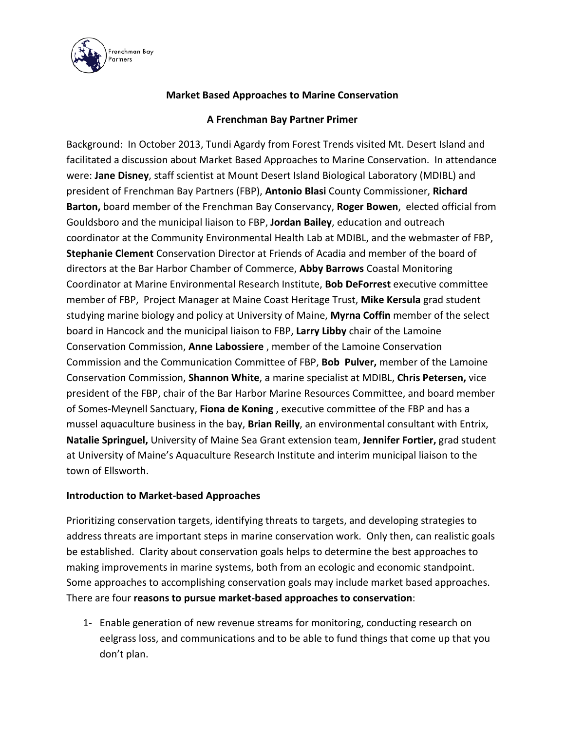**Market Based Approaches to Marine Conservation**

**A Frenchman Bay Partner Primer**

Background: In October 2013, Tundi Agardy from Forest Trends visited Mt. Desert Island and facilitated a discussion about Market Based Approaches to Marine Conservation. In attendance were: **Jane Disney**, staff scientist at Mount Desert Island Biological Laboratory (MDIBL) and president of Frenchman Bay Partners (FBP), **Antonio Blasi** County Commissioner, **Richard Barton,** board member of the Frenchman Bay Conservancy, **Roger Bowen**, elected official from Gouldsboro and the municipal liaison to FBP, **Jordan Bailey**, education and outreach coordinator at the Community Environmental Health Lab at MDIBL, and the webmaster of FBP, **Stephanie Clement** Conservation Director at Friends of Acadia and member of the board of directors at the Bar Harbor Chamber of Commerce, **Abby Barrows** Coastal Monitoring Coordinator at Marine Environmental Research Institute, **Bob DeForrest** executive committee member of FBP, Project Manager at Maine Coast Heritage Trust, **Mike Kersula** grad student studying marine biology and policy at University of Maine, **Myrna Coffin** member of the select board in Hancock and the municipal liaison to FBP, **Larry Libby** chair of the Lamoine Conservation Commission, **Anne Labossiere** , member of the Lamoine Conservation Commission and the Communication Committee of FBP, **Bob Pulver,** member of the Lamoine Conservation Commission, **Shannon White**, a marine specialist at MDIBL, **Chris Petersen,** vice president of the FBP, chair of the Bar Harbor Marine Resources Committee, and board member of Somes-Meynell Sanctuary, **Fiona de Koning** , executive committee of the FBP and has a mussel aquaculture business in the bay, **Brian Reilly**, an environmental consultant with Entrix, **Natalie Springuel,** University of Maine Sea Grant extension team, **Jennifer Fortier,** grad student at University of Maine's Aquaculture Research Institute and interim municipal liaison to the town of Ellsworth.

**Introduction to Market-based Approaches**

Prioritizing conservation targets, identifying threats to targets, and developing strategies to address threats are important steps in marine conservation work. Only then, can realistic goals be established. Clarity about conservation goals helps to determine the best approaches to making improvements in marine systems, both from an ecologic and economic standpoint. Some approaches to accomplishing conservation goals may include market based approaches. There are four **reasons to pursue market-based approaches to conservation**:

1- Enable generation of new revenue streams for monitoring, conducting research on eelgrass loss, and communications and to be able to fund things that come up that you don't plan.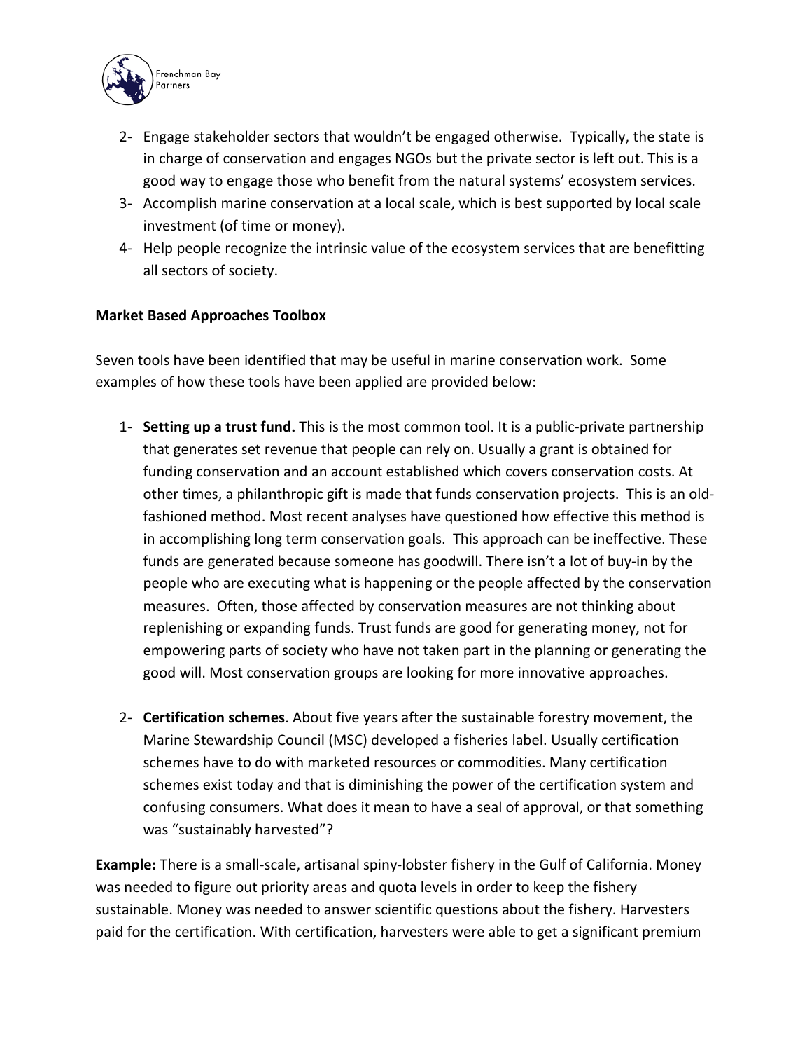2- Engage stakeholder sectors that wouldn't be engaged otherwise. Typically, the state is in charge of conservation and engages NGOs but the private sector is left out. This is a good way to engage those who benefit from the natural systems' ecosystem services.
3- Accomplish marine conservation at a local scale, which is best supported by local scale investment (of time or money).
4- Help people recognize the intrinsic value of the ecosystem services that are benefitting all sectors of society.

**Market Based Approaches Toolbox**

Seven tools have been identified that may be useful in marine conservation work. Some examples of how these tools have been applied are provided below:

1- **Setting up a trust fund.** This is the most common tool. It is a public-private partnership that generates set revenue that people can rely on. Usually a grant is obtained for funding conservation and an account established which covers conservation costs. At other times, a philanthropic gift is made that funds conservation projects. This is an old-fashioned method. Most recent analyses have questioned how effective this method is in accomplishing long term conservation goals. This approach can be ineffective. These funds are generated because someone has goodwill. There isn't a lot of buy-in by the people who are executing what is happening or the people affected by the conservation measures. Often, those affected by conservation measures are not thinking about replenishing or expanding funds. Trust funds are good for generating money, not for empowering parts of society who have not taken part in the planning or generating the good will. Most conservation groups are looking for more innovative approaches.

2- **Certification schemes**. About five years after the sustainable forestry movement, the Marine Stewardship Council (MSC) developed a fisheries label. Usually certification schemes have to do with marketed resources or commodities. Many certification schemes exist today and that is diminishing the power of the certification system and confusing consumers. What does it mean to have a seal of approval, or that something was "sustainably harvested"?

**Example:** There is a small-scale, artisanal spiny-lobster fishery in the Gulf of California. Money was needed to figure out priority areas and quota levels in order to keep the fishery sustainable. Money was needed to answer scientific questions about the fishery. Harvesters paid for the certification. With certification, harvesters were able to get a significant premium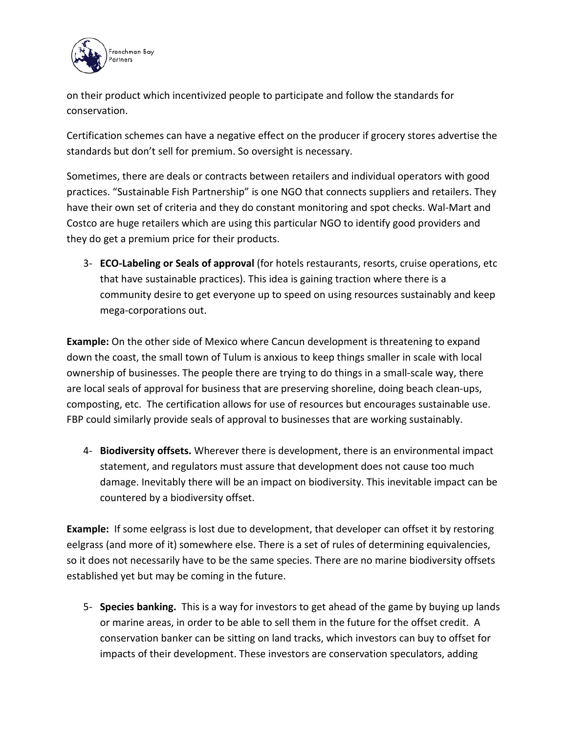on their product which incentivized people to participate and follow the standards for conservation.

Certification schemes can have a negative effect on the producer if grocery stores advertise the standards but don't sell for premium. So oversight is necessary.

Sometimes, there are deals or contracts between retailers and individual operators with good practices. "Sustainable Fish Partnership" is one NGO that connects suppliers and retailers. They have their own set of criteria and they do constant monitoring and spot checks. Wal-Mart and Costco are huge retailers which are using this particular NGO to identify good providers and they do get a premium price for their products.

3- **ECO-Labeling or Seals of approval** (for hotels restaurants, resorts, cruise operations, etc that have sustainable practices). This idea is gaining traction where there is a community desire to get everyone up to speed on using resources sustainably and keep mega-corporations out.

**Example:** On the other side of Mexico where Cancun development is threatening to expand down the coast, the small town of Tulum is anxious to keep things smaller in scale with local ownership of businesses. The people there are trying to do things in a small-scale way, there are local seals of approval for business that are preserving shoreline, doing beach clean-ups, composting, etc. The certification allows for use of resources but encourages sustainable use. FBP could similarly provide seals of approval to businesses that are working sustainably.

4- **Biodiversity offsets.** Wherever there is development, there is an environmental impact statement, and regulators must assure that development does not cause too much damage. Inevitably there will be an impact on biodiversity. This inevitable impact can be countered by a biodiversity offset.

**Example:** If some eelgrass is lost due to development, that developer can offset it by restoring eelgrass (and more of it) somewhere else. There is a set of rules of determining equivalencies, so it does not necessarily have to be the same species. There are no marine biodiversity offsets established yet but may be coming in the future.

5- **Species banking.** This is a way for investors to get ahead of the game by buying up lands or marine areas, in order to be able to sell them in the future for the offset credit. A conservation banker can be sitting on land tracks, which investors can buy to offset for impacts of their development. These investors are conservation speculators, adding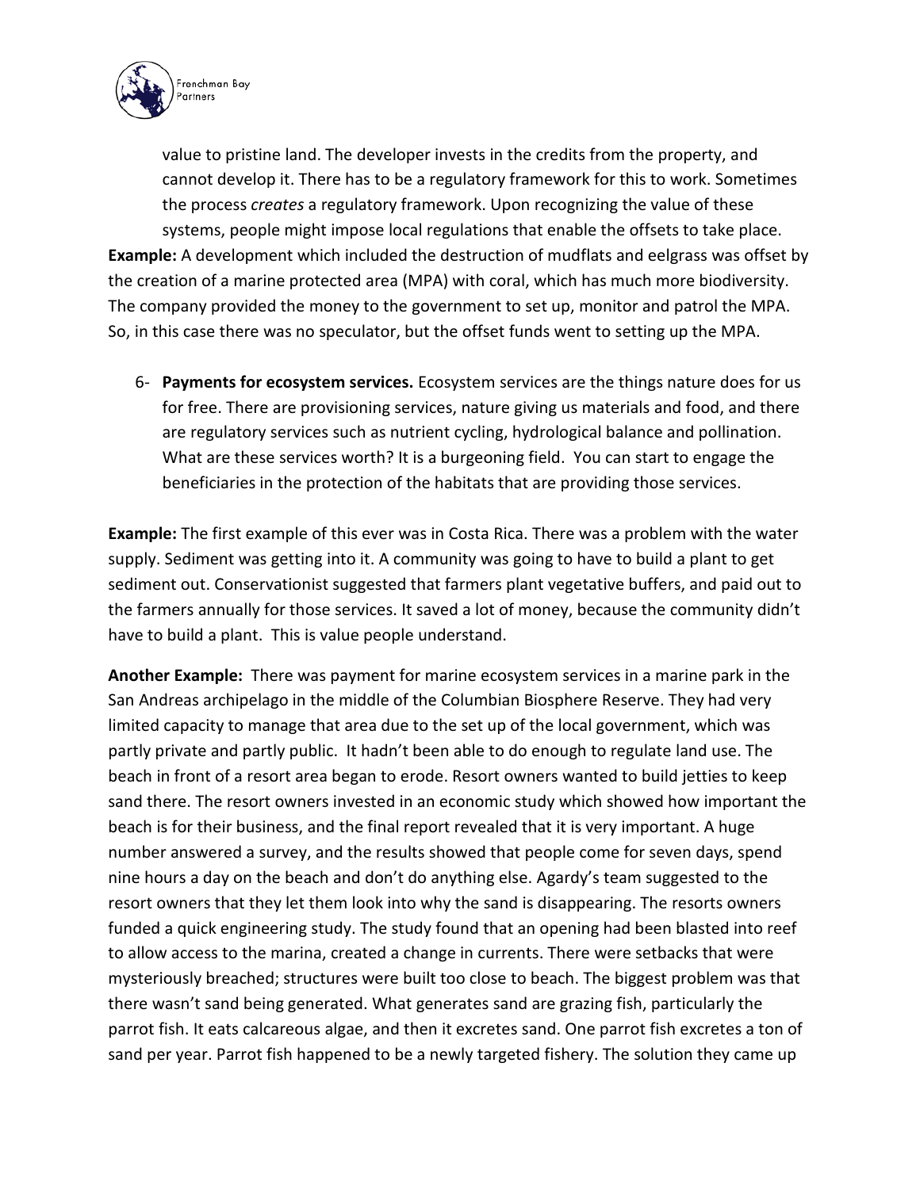value to pristine land. The developer invests in the credits from the property, and cannot develop it. There has to be a regulatory framework for this to work. Sometimes the process *creates* a regulatory framework. Upon recognizing the value of these systems, people might impose local regulations that enable the offsets to take place.

**Example:** A development which included the destruction of mudflats and eelgrass was offset by the creation of a marine protected area (MPA) with coral, which has much more biodiversity. The company provided the money to the government to set up, monitor and patrol the MPA. So, in this case there was no speculator, but the offset funds went to setting up the MPA.

6- **Payments for ecosystem services.** Ecosystem services are the things nature does for us for free. There are provisioning services, nature giving us materials and food, and there are regulatory services such as nutrient cycling, hydrological balance and pollination. What are these services worth? It is a burgeoning field. You can start to engage the beneficiaries in the protection of the habitats that are providing those services.

**Example:** The first example of this ever was in Costa Rica. There was a problem with the water supply. Sediment was getting into it. A community was going to have to build a plant to get sediment out. Conservationist suggested that farmers plant vegetative buffers, and paid out to the farmers annually for those services. It saved a lot of money, because the community didn't have to build a plant. This is value people understand.

**Another Example:** There was payment for marine ecosystem services in a marine park in the San Andreas archipelago in the middle of the Columbian Biosphere Reserve. They had very limited capacity to manage that area due to the set up of the local government, which was partly private and partly public. It hadn't been able to do enough to regulate land use. The beach in front of a resort area began to erode. Resort owners wanted to build jetties to keep sand there. The resort owners invested in an economic study which showed how important the beach is for their business, and the final report revealed that it is very important. A huge number answered a survey, and the results showed that people come for seven days, spend nine hours a day on the beach and don't do anything else. Agardy's team suggested to the resort owners that they let them look into why the sand is disappearing. The resorts owners funded a quick engineering study. The study found that an opening had been blasted into reef to allow access to the marina, created a change in currents. There were setbacks that were mysteriously breached; structures were built too close to beach. The biggest problem was that there wasn't sand being generated. What generates sand are grazing fish, particularly the parrot fish. It eats calcareous algae, and then it excretes sand. One parrot fish excretes a ton of sand per year. Parrot fish happened to be a newly targeted fishery. The solution they came up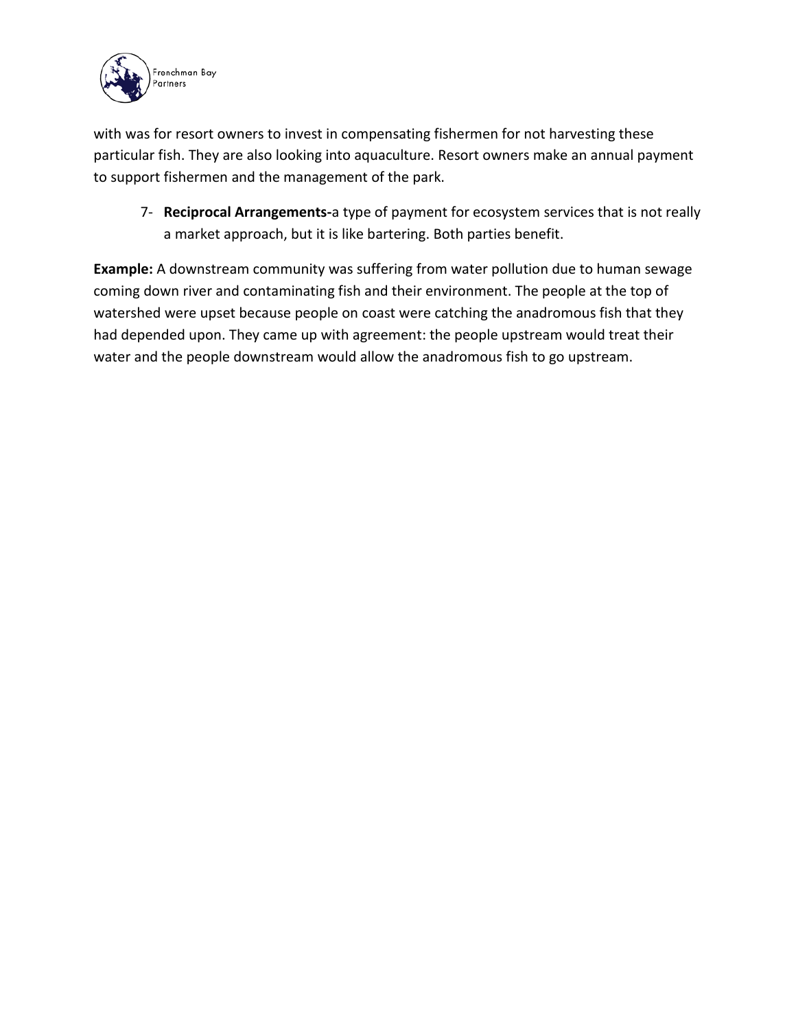with was for resort owners to invest in compensating fishermen for not harvesting these particular fish. They are also looking into aquaculture. Resort owners make an annual payment to support fishermen and the management of the park.

7- **Reciprocal Arrangements-**a type of payment for ecosystem services that is not really a market approach, but it is like bartering. Both parties benefit.

**Example:** A downstream community was suffering from water pollution due to human sewage coming down river and contaminating fish and their environment. The people at the top of watershed were upset because people on coast were catching the anadromous fish that they had depended upon. They came up with agreement: the people upstream would treat their water and the people downstream would allow the anadromous fish to go upstream.